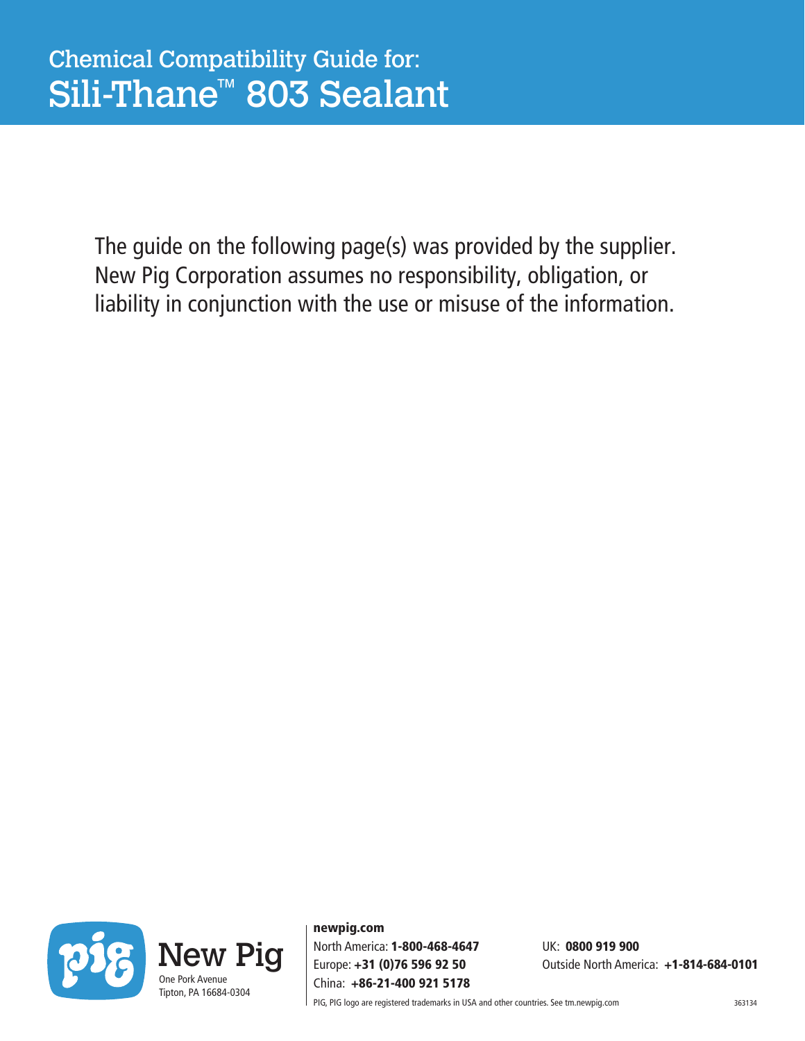# Chemical Compatibility Guide for: Sili-Thane™ 803 Sealant

The guide on the following page(s) was provided by the supplier. New Pig Corporation assumes no responsibility, obligation, or liability in conjunction with the use or misuse of the information.

New Pig
One Pork Avenue
Tipton, PA 16684-0304

**newpig.com**
North America: **1-800-468-4647**
Europe: **+31 (0)76 596 92 50**
China: **+86-21-400 921 5178**
UK: **0800 919 900**
Outside North America: **+1-814-684-0101**

PIG, PIG logo are registered trademarks in USA and other countries. See tm.newpig.com

363134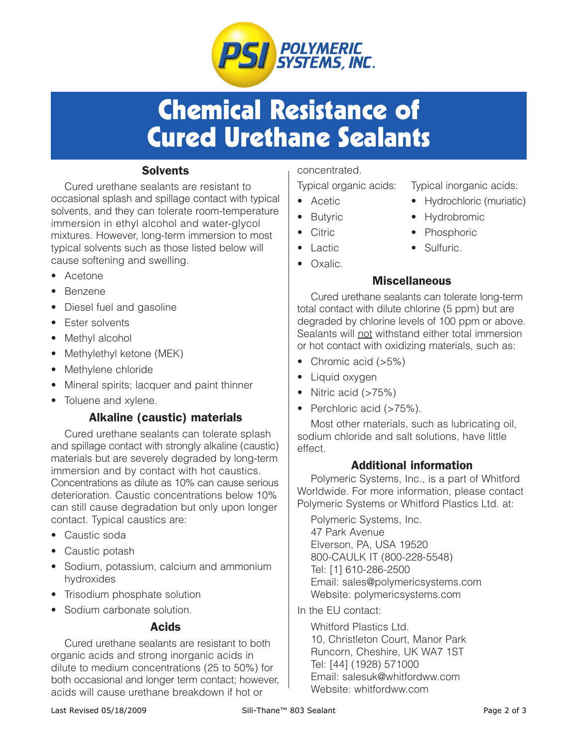POLYMERIC SYSTEMS, INC.

# Chemical Resistance of Cured Urethane Sealants

## Solvents

Cured urethane sealants are resistant to occasional splash and spillage contact with typical solvents, and they can tolerate room-temperature immersion in ethyl alcohol and water-glycol mixtures. However, long-term immersion to most typical solvents such as those listed below will cause softening and swelling.

- Acetone
- Benzene
- Diesel fuel and gasoline
- Ester solvents
- Methyl alcohol
- Methylethyl ketone (MEK)
- Methylene chloride
- Mineral spirits; lacquer and paint thinner
- Toluene and xylene.

## Alkaline (caustic) materials

Cured urethane sealants can tolerate splash and spillage contact with strongly alkaline (caustic) materials but are severely degraded by long-term immersion and by contact with hot caustics. Concentrations as dilute as 10% can cause serious deterioration. Caustic concentrations below 10% can still cause degradation but only upon longer contact. Typical caustics are:

- Caustic soda
- Caustic potash
- Sodium, potassium, calcium and ammonium hydroxides
- Trisodium phosphate solution
- Sodium carbonate solution.

## Acids

Cured urethane sealants are resistant to both organic acids and strong inorganic acids in dilute to medium concentrations (25 to 50%) for both occasional and longer term contact; however, acids will cause urethane breakdown if hot or concentrated.

Typical organic acids:

- Acetic
- Butyric
- Citric
- Lactic
- Oxalic.

Typical inorganic acids:

- Hydrochloric (muriatic)
- Hydrobromic
- Phosphoric
- Sulfuric.

## Miscellaneous

Cured urethane sealants can tolerate long-term total contact with dilute chlorine (5 ppm) but are degraded by chlorine levels of 100 ppm or above. Sealants will not withstand either total immersion or hot contact with oxidizing materials, such as:

- Chromic acid (>5%)
- Liquid oxygen
- Nitric acid (>75%)
- Perchloric acid (>75%).

Most other materials, such as lubricating oil, sodium chloride and salt solutions, have little effect.

## Additional information

Polymeric Systems, Inc., is a part of Whitford Worldwide. For more information, please contact Polymeric Systems or Whitford Plastics Ltd. at:

Polymeric Systems, Inc.
47 Park Avenue
Elverson, PA, USA 19520
800-CAULK IT (800-228-5548)
Tel: [1] 610-286-2500
Email: sales@polymericsystems.com
Website: polymericsystems.com

In the EU contact:

Whitford Plastics Ltd.
10, Christleton Court, Manor Park
Runcorn, Cheshire, UK WA7 1ST
Tel: [44] (1928) 571000
Email: salesuk@whitfordww.com
Website: whitfordww.com

Last Revised 05/18/2009 Sili-Thane™ 803 Sealant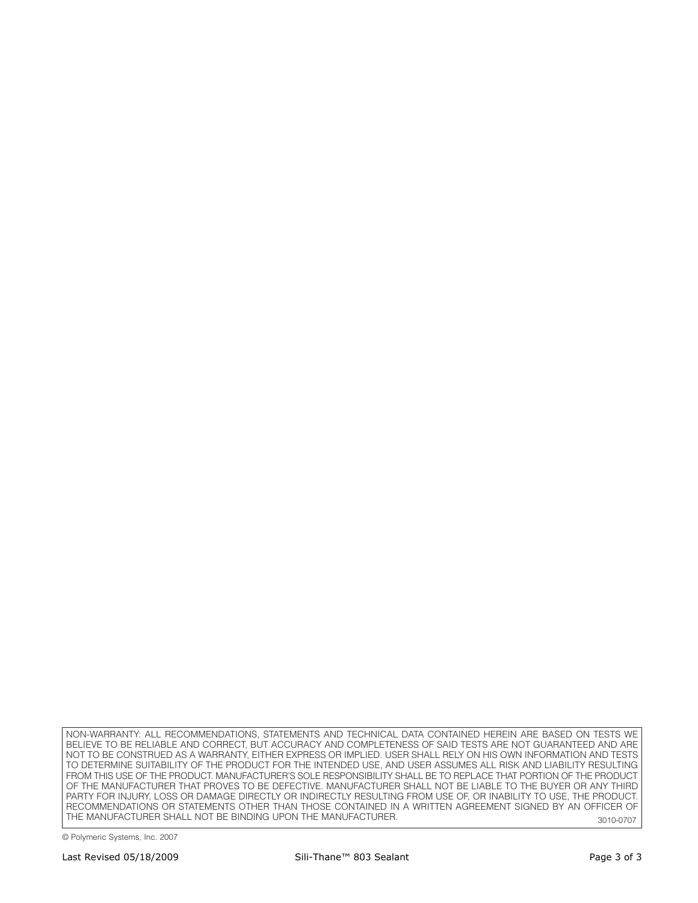NON-WARRANTY: ALL RECOMMENDATIONS, STATEMENTS AND TECHNICAL DATA CONTAINED HEREIN ARE BASED ON TESTS WE BELIEVE TO BE RELIABLE AND CORRECT, BUT ACCURACY AND COMPLETENESS OF SAID TESTS ARE NOT GUARANTEED AND ARE NOT TO BE CONSTRUED AS A WARRANTY, EITHER EXPRESS OR IMPLIED. USER SHALL RELY ON HIS OWN INFORMATION AND TESTS TO DETERMINE SUITABILITY OF THE PRODUCT FOR THE INTENDED USE, AND USER ASSUMES ALL RISK AND LIABILITY RESULTING FROM THIS USE OF THE PRODUCT. MANUFACTURER'S SOLE RESPONSIBILITY SHALL BE TO REPLACE THAT PORTION OF THE PRODUCT OF THE MANUFACTURER THAT PROVES TO BE DEFECTIVE. MANUFACTURER SHALL NOT BE LIABLE TO THE BUYER OR ANY THIRD PARTY FOR INJURY, LOSS OR DAMAGE DIRECTLY OR INDIRECTLY RESULTING FROM USE OF, OR INABILITY TO USE, THE PRODUCT. RECOMMENDATIONS OR STATEMENTS OTHER THAN THOSE CONTAINED IN A WRITTEN AGREEMENT SIGNED BY AN OFFICER OF THE MANUFACTURER SHALL NOT BE BINDING UPON THE MANUFACTURER. 3010-0707

© Polymeric Systems, Inc. 2007

Last Revised 05/18/2009 Sili-Thane™ 803 Sealant